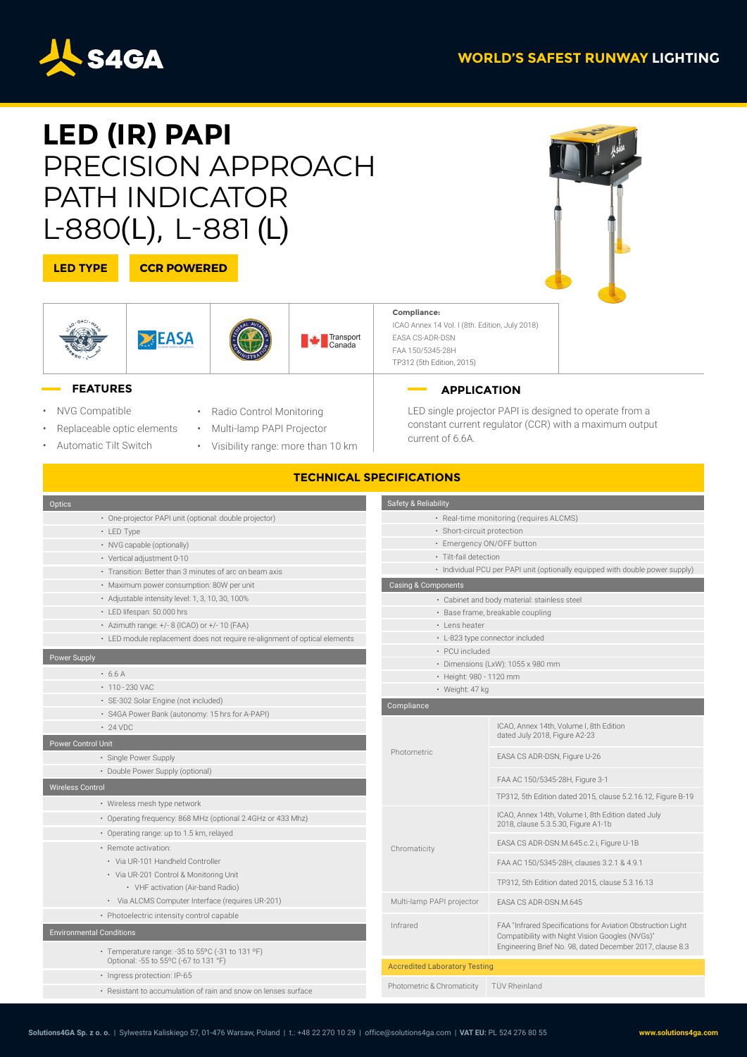**S4GA** WORLD'S SAFEST RUNWAY LIGHTING

# LED (IR) PAPI
# PRECISION APPROACH PATH INDICATOR L-880(L), L-881 (L)

**LED TYPE** **CCR POWERED**

**Compliance:**
ICAO Annex 14 Vol. I (8th. Edition, July 2018)
EASA CS-ADR-DSN
FAA 150/5345-28H
TP312 (5th Edition, 2015)

## FEATURES

- NVG Compatible
- Replaceable optic elements
- Automatic Tilt Switch
- Radio Control Monitoring
- Multi-lamp PAPI Projector
- Visibility range: more than 10 km

## APPLICATION

LED single projector PAPI is designed to operate from a constant current regulator (CCR) with a maximum output current of 6.6A.

## TECHNICAL SPECIFICATIONS

### Optics

- One-projector PAPI unit (optional: double projector)
- LED Type
- NVG capable (optionally)
- Vertical adjustment 0-10
- Transition: Better than 3 minutes of arc on beam axis
- Maximum power consumption: 80W per unit
- Adjustable intensity level: 1, 3, 10, 30, 100%
- LED lifespan: 50.000 hrs
- Azimuth range: +/- 8 (ICAO) or +/- 10 (FAA)
- LED module replacement does not require re-alignment of optical elements

### Power Supply

- 6.6 A
- 110 - 230 VAC
- SE-302 Solar Engine (not included)
- S4GA Power Bank (autonomy: 15 hrs for A-PAPI)
- 24 VDC

### Power Control Unit

- Single Power Supply
- Double Power Supply (optional)

### Wireless Control

- Wireless mesh type network
- Operating frequency: 868 MHz (optional 2.4GHz or 433 Mhz)
- Operating range: up to 1.5 km, relayed
- Remote activation:
  - Via UR-101 Handheld Controller
  - Via UR-201 Control & Monitoring Unit
    - VHF activation (Air-band Radio)
  - Via ALCMS Computer Interface (requires UR-201)
- Photoelectric intensity control capable

### Environmental Conditions

- Temperature range: -35 to 55ºC (-31 to 131 ºF)
  Optional: -55 to 55ºC (-67 to 131 °F)
- Ingress protection: IP-65
- Resistant to accumulation of rain and snow on lenses surface

### Safety & Reliability

- Real-time monitoring (requires ALCMS)
- Short-circuit protection
- Emergency ON/OFF button
- Tilt-fail detection
- Individual PCU per PAPI unit (optionally equipped with double power supply)

### Casing & Components

- Cabinet and body material: stainless steel
- Base frame, breakable coupling
- Lens heater
- L-823 type connector included
- PCU included
- Dimensions (LxW): 1055 x 980 mm
- Height: 980 - 1120 mm
- Weight: 47 kg

### Compliance

| | |
|---|---|
| Photometric | ICAO, Annex 14th, Volume I, 8th Edition dated July 2018, Figure A2-23 |
| | EASA CS ADR-DSN, Figure U-26 |
| | FAA AC 150/5345-28H, Figure 3-1 |
| | TP312, 5th Edition dated 2015, clause 5.2.16.12, Figure B-19 |
| Chromaticity | ICAO, Annex 14th, Volume I, 8th Edition dated July 2018, clause 5.3.5.30, Figure A1-1b |
| | EASA CS ADR-DSN.M.645.c.2.i, Figure U-1B |
| | FAA AC 150/5345-28H, clauses 3.2.1 & 4.9.1 |
| | TP312, 5th Edition dated 2015, clause 5.3.16.13 |
| Multi-lamp PAPI projector | EASA CS ADR-DSN.M.645 |
| Infrared | FAA "Infrared Specifications for Aviation Obstruction Light Compatibility with Night Vision Googles (NVGs)" Engineering Brief No. 98, dated December 2017, clause 8.3 |

### Accredited Laboratory Testing

| | |
|---|---|
| Photometric & Chromaticity | TÜV Rheinland |

**Solutions4GA Sp. z o. o.** | Sylwestra Kaliskiego 57, 01-476 Warsaw, Poland | t.: +48 22 270 10 29 | office@solutions4ga.com | **VAT EU:** PL 524 276 80 55 **www.solutions4ga.com**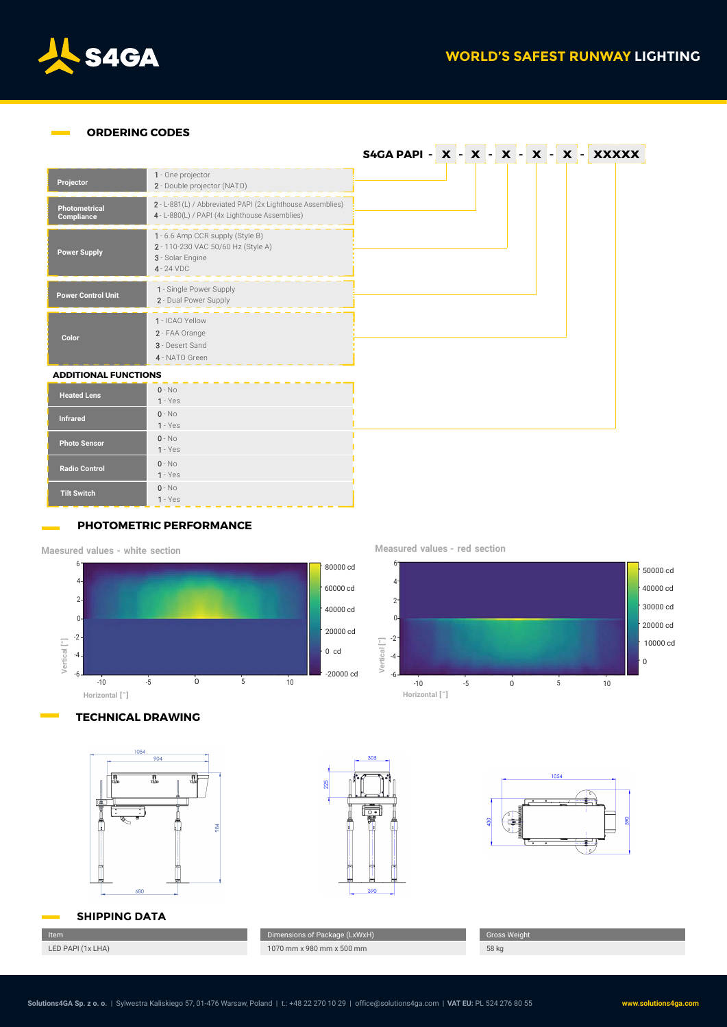S4GA

WORLD'S SAFEST RUNWAY LIGHTING

## ORDERING CODES

S4GA PAPI - X - X - X - X - X - XXXXX

| | |
|---|---|
| Projector | 1 - One projector<br>2 - Double projector (NATO) |
| Photometrical Compliance | 2 - L-881(L) / Abbreviated PAPI (2x Lighthouse Assemblies)<br>4 - L-880(L) / PAPI (4x Lighthouse Assemblies) |
| Power Supply | 1 - 6.6 Amp CCR supply (Style B)<br>2 - 110-230 VAC 50/60 Hz (Style A)<br>3 - Solar Engine<br>4 - 24 VDC |
| Power Control Unit | 1 - Single Power Supply<br>2 - Dual Power Supply |
| Color | 1 - ICAO Yellow<br>2 - FAA Orange<br>3 - Desert Sand<br>4 - NATO Green |

### ADDITIONAL FUNCTIONS

| | |
|---|---|
| Heated Lens | 0 - No<br>1 - Yes |
| Infrared | 0 - No<br>1 - Yes |
| Photo Sensor | 0 - No<br>1 - Yes |
| Radio Control | 0 - No<br>1 - Yes |
| Tilt Switch | 0 - No<br>1 - Yes |

## PHOTOMETRIC PERFORMANCE

Maesured values - white section

80000 cd
60000 cd
40000 cd
20000 cd
0 cd
-20000 cd

Vertical [°]
Horizontal [°]

Measured values - red section

50000 cd
40000 cd
30000 cd
20000 cd
10000 cd
0

Vertical [°]
Horizontal [°]

## TECHNICAL DRAWING

1054
904
984
680

305
225
390

1054
430
590

## SHIPPING DATA

| Item | Dimensions of Package (LxWxH) | Gross Weight |
|---|---|---|
| LED PAPI (1x LHA) | 1070 mm x 980 mm x 500 mm | 58 kg |

**Solutions4GA Sp. z o. o.** | Sylwestra Kaliskiego 57, 01-476 Warsaw, Poland | t.: +48 22 270 10 29 | office@solutions4ga.com | **VAT EU:** PL 524 276 80 55 **www.solutions4ga.com**